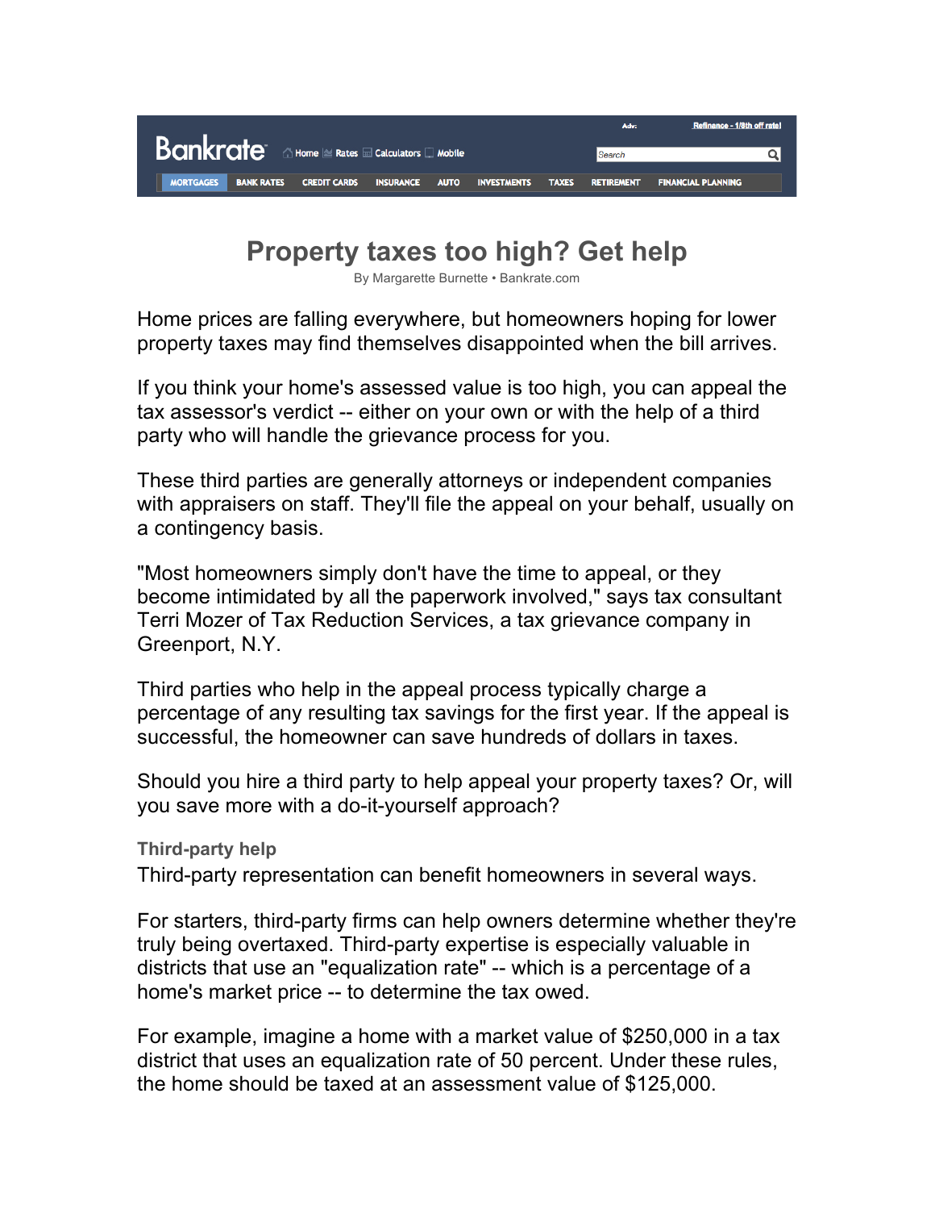# Property taxes too high? Get help

By Margarette Burnette • Bankrate.com

Home prices are falling everywhere, but homeowners hoping for lower property taxes may find themselves disappointed when the bill arrives.

If you think your home's assessed value is too high, you can appeal the tax assessor's verdict -- either on your own or with the help of a third party who will handle the grievance process for you.

These third parties are generally attorneys or independent companies with appraisers on staff. They'll file the appeal on your behalf, usually on a contingency basis.

"Most homeowners simply don't have the time to appeal, or they become intimidated by all the paperwork involved," says tax consultant Terri Mozer of Tax Reduction Services, a tax grievance company in Greenport, N.Y.

Third parties who help in the appeal process typically charge a percentage of any resulting tax savings for the first year. If the appeal is successful, the homeowner can save hundreds of dollars in taxes.

Should you hire a third party to help appeal your property taxes? Or, will you save more with a do-it-yourself approach?

### Third-party help

Third-party representation can benefit homeowners in several ways.

For starters, third-party firms can help owners determine whether they're truly being overtaxed. Third-party expertise is especially valuable in districts that use an "equalization rate" -- which is a percentage of a home's market price -- to determine the tax owed.

For example, imagine a home with a market value of $250,000 in a tax district that uses an equalization rate of 50 percent. Under these rules, the home should be taxed at an assessment value of $125,000.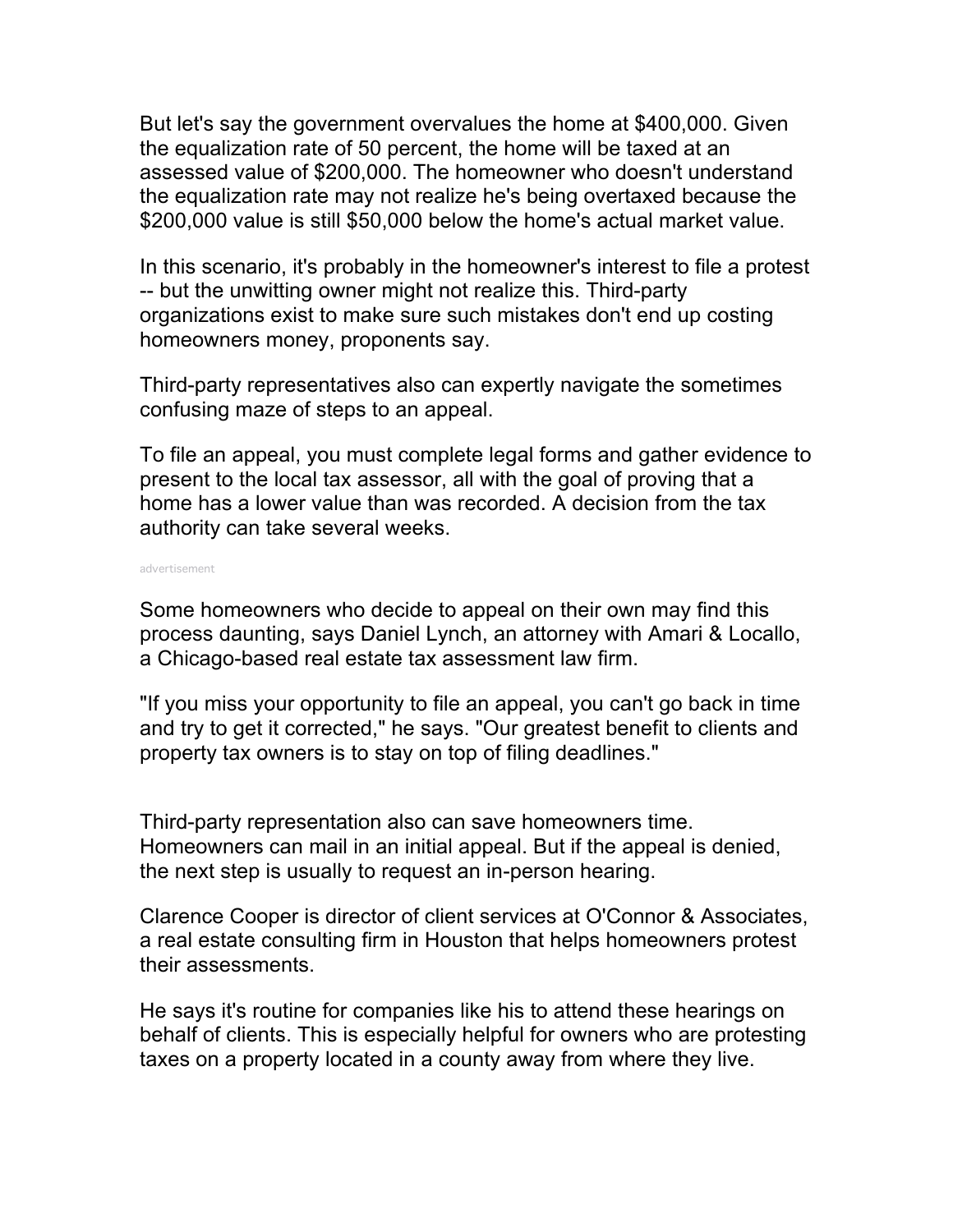But let's say the government overvalues the home at $400,000. Given the equalization rate of 50 percent, the home will be taxed at an assessed value of $200,000. The homeowner who doesn't understand the equalization rate may not realize he's being overtaxed because the $200,000 value is still $50,000 below the home's actual market value.

In this scenario, it's probably in the homeowner's interest to file a protest -- but the unwitting owner might not realize this. Third-party organizations exist to make sure such mistakes don't end up costing homeowners money, proponents say.

Third-party representatives also can expertly navigate the sometimes confusing maze of steps to an appeal.

To file an appeal, you must complete legal forms and gather evidence to present to the local tax assessor, all with the goal of proving that a home has a lower value than was recorded. A decision from the tax authority can take several weeks.

advertisement

Some homeowners who decide to appeal on their own may find this process daunting, says Daniel Lynch, an attorney with Amari & Locallo, a Chicago-based real estate tax assessment law firm.

"If you miss your opportunity to file an appeal, you can't go back in time and try to get it corrected," he says. "Our greatest benefit to clients and property tax owners is to stay on top of filing deadlines."

Third-party representation also can save homeowners time. Homeowners can mail in an initial appeal. But if the appeal is denied, the next step is usually to request an in-person hearing.

Clarence Cooper is director of client services at O'Connor & Associates, a real estate consulting firm in Houston that helps homeowners protest their assessments.

He says it's routine for companies like his to attend these hearings on behalf of clients. This is especially helpful for owners who are protesting taxes on a property located in a county away from where they live.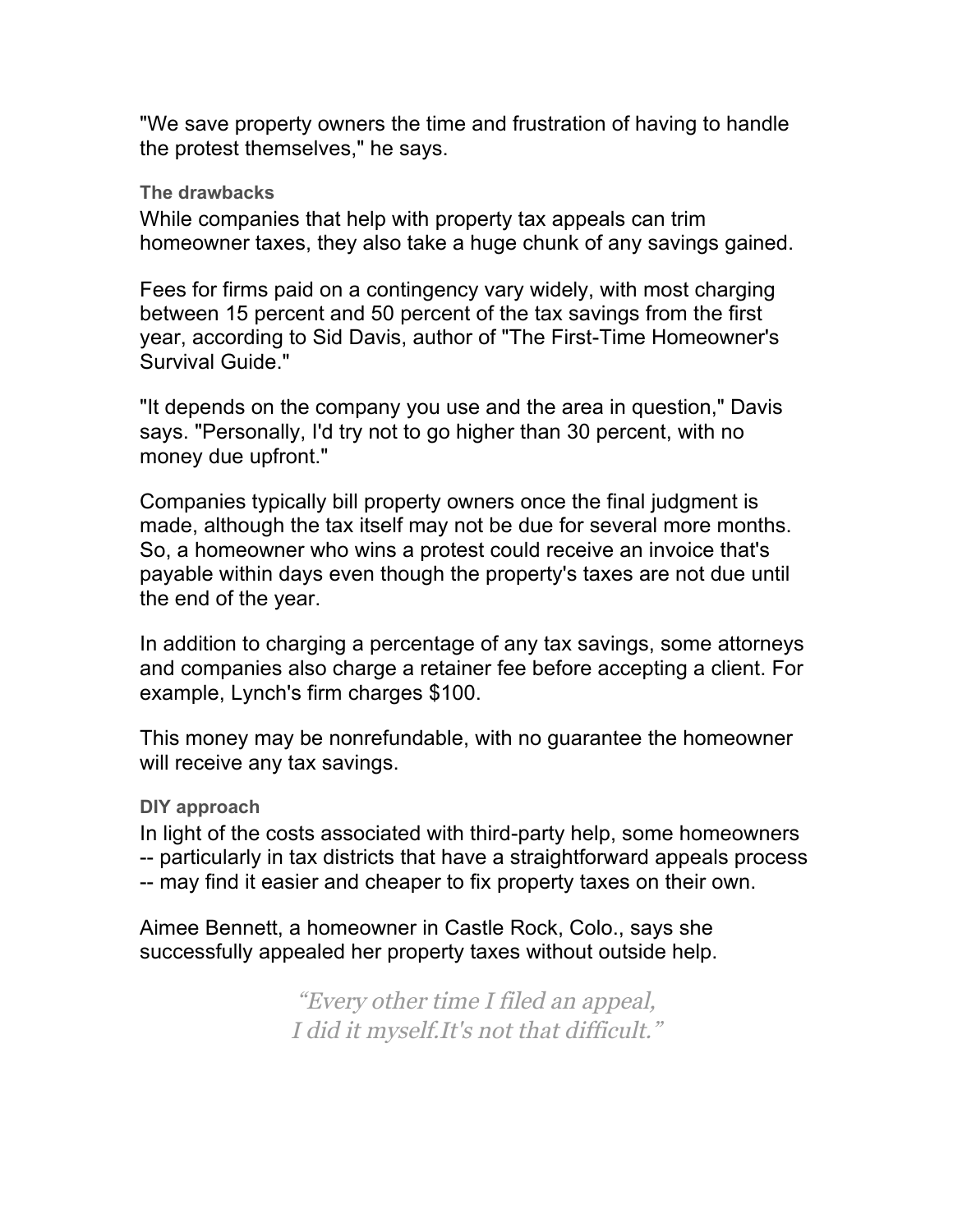"We save property owners the time and frustration of having to handle the protest themselves," he says.

### The drawbacks

While companies that help with property tax appeals can trim homeowner taxes, they also take a huge chunk of any savings gained.

Fees for firms paid on a contingency vary widely, with most charging between 15 percent and 50 percent of the tax savings from the first year, according to Sid Davis, author of "The First-Time Homeowner's Survival Guide."

"It depends on the company you use and the area in question," Davis says. "Personally, I'd try not to go higher than 30 percent, with no money due upfront."

Companies typically bill property owners once the final judgment is made, although the tax itself may not be due for several more months. So, a homeowner who wins a protest could receive an invoice that's payable within days even though the property's taxes are not due until the end of the year.

In addition to charging a percentage of any tax savings, some attorneys and companies also charge a retainer fee before accepting a client. For example, Lynch's firm charges $100.

This money may be nonrefundable, with no guarantee the homeowner will receive any tax savings.

### DIY approach

In light of the costs associated with third-party help, some homeowners -- particularly in tax districts that have a straightforward appeals process -- may find it easier and cheaper to fix property taxes on their own.

Aimee Bennett, a homeowner in Castle Rock, Colo., says she successfully appealed her property taxes without outside help.

> *"Every other time I filed an appeal, I did it myself.It's not that difficult."*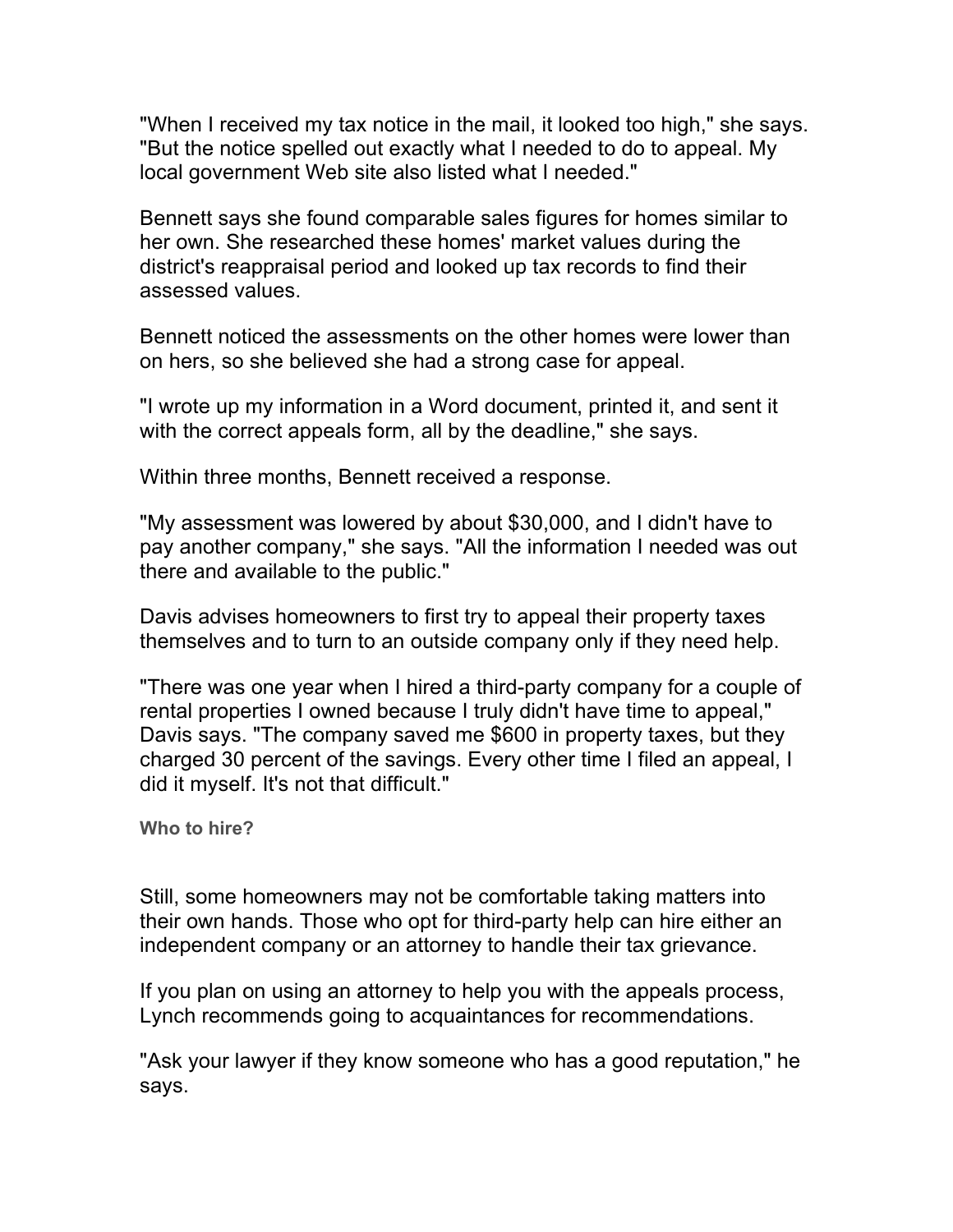"When I received my tax notice in the mail, it looked too high," she says. "But the notice spelled out exactly what I needed to do to appeal. My local government Web site also listed what I needed."

Bennett says she found comparable sales figures for homes similar to her own. She researched these homes' market values during the district's reappraisal period and looked up tax records to find their assessed values.

Bennett noticed the assessments on the other homes were lower than on hers, so she believed she had a strong case for appeal.

"I wrote up my information in a Word document, printed it, and sent it with the correct appeals form, all by the deadline," she says.

Within three months, Bennett received a response.

"My assessment was lowered by about $30,000, and I didn't have to pay another company," she says. "All the information I needed was out there and available to the public."

Davis advises homeowners to first try to appeal their property taxes themselves and to turn to an outside company only if they need help.

"There was one year when I hired a third-party company for a couple of rental properties I owned because I truly didn't have time to appeal," Davis says. "The company saved me $600 in property taxes, but they charged 30 percent of the savings. Every other time I filed an appeal, I did it myself. It's not that difficult."

### Who to hire?

Still, some homeowners may not be comfortable taking matters into their own hands. Those who opt for third-party help can hire either an independent company or an attorney to handle their tax grievance.

If you plan on using an attorney to help you with the appeals process, Lynch recommends going to acquaintances for recommendations.

"Ask your lawyer if they know someone who has a good reputation," he says.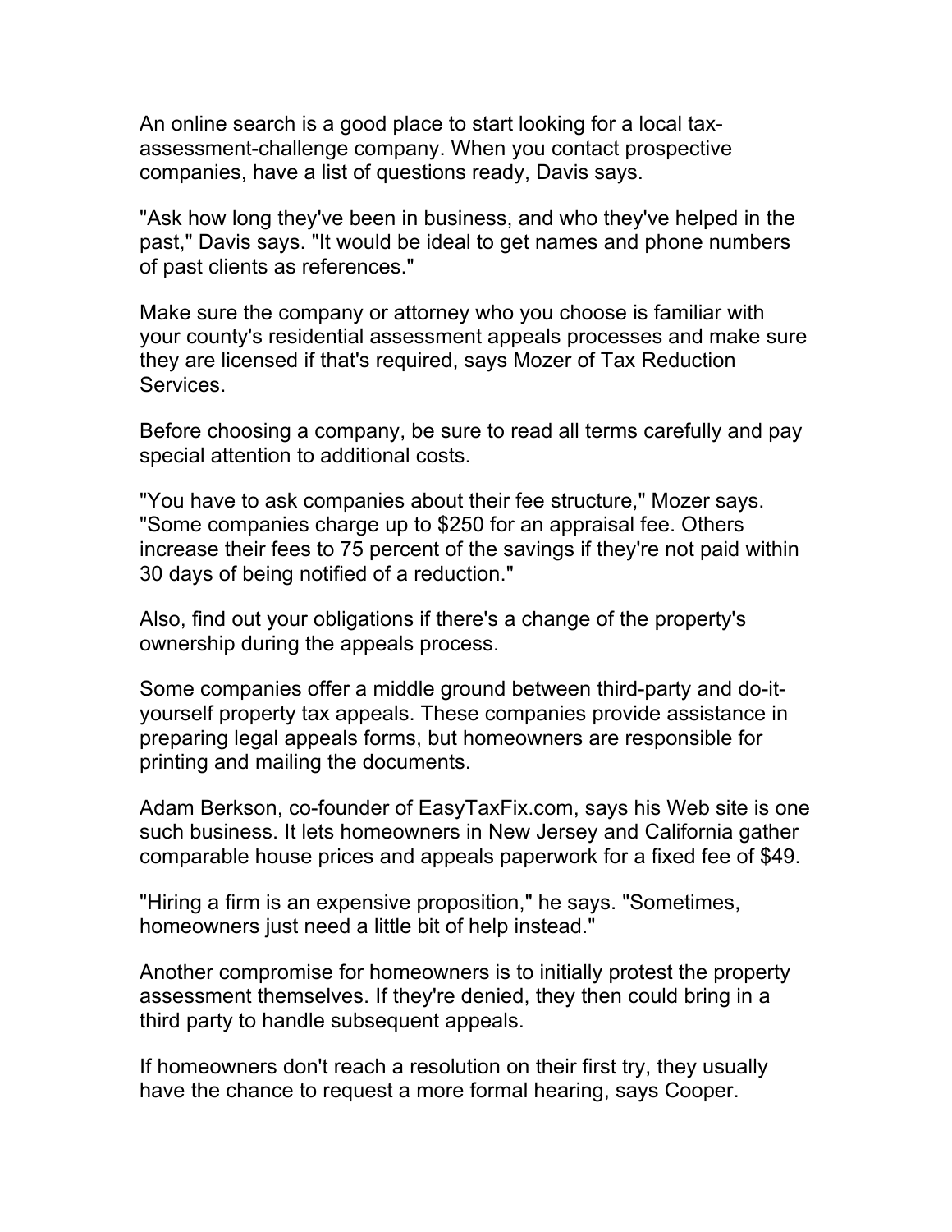An online search is a good place to start looking for a local tax-assessment-challenge company. When you contact prospective companies, have a list of questions ready, Davis says.

"Ask how long they've been in business, and who they've helped in the past," Davis says. "It would be ideal to get names and phone numbers of past clients as references."

Make sure the company or attorney who you choose is familiar with your county's residential assessment appeals processes and make sure they are licensed if that's required, says Mozer of Tax Reduction Services.

Before choosing a company, be sure to read all terms carefully and pay special attention to additional costs.

"You have to ask companies about their fee structure," Mozer says. "Some companies charge up to $250 for an appraisal fee. Others increase their fees to 75 percent of the savings if they're not paid within 30 days of being notified of a reduction."

Also, find out your obligations if there's a change of the property's ownership during the appeals process.

Some companies offer a middle ground between third-party and do-it-yourself property tax appeals. These companies provide assistance in preparing legal appeals forms, but homeowners are responsible for printing and mailing the documents.

Adam Berkson, co-founder of EasyTaxFix.com, says his Web site is one such business. It lets homeowners in New Jersey and California gather comparable house prices and appeals paperwork for a fixed fee of $49.

"Hiring a firm is an expensive proposition," he says. "Sometimes, homeowners just need a little bit of help instead."

Another compromise for homeowners is to initially protest the property assessment themselves. If they're denied, they then could bring in a third party to handle subsequent appeals.

If homeowners don't reach a resolution on their first try, they usually have the chance to request a more formal hearing, says Cooper.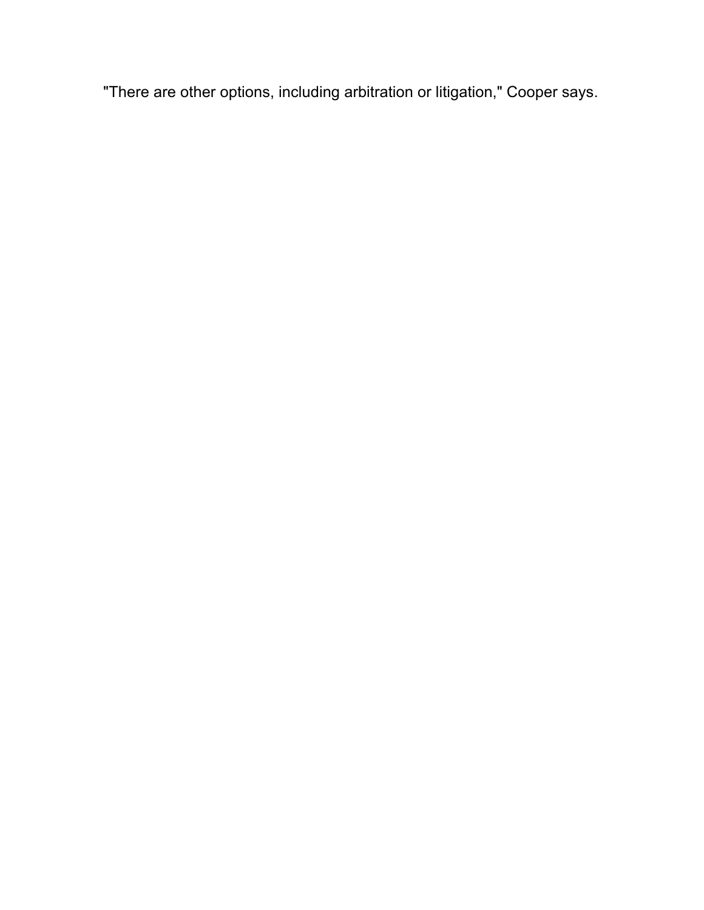"There are other options, including arbitration or litigation," Cooper says.